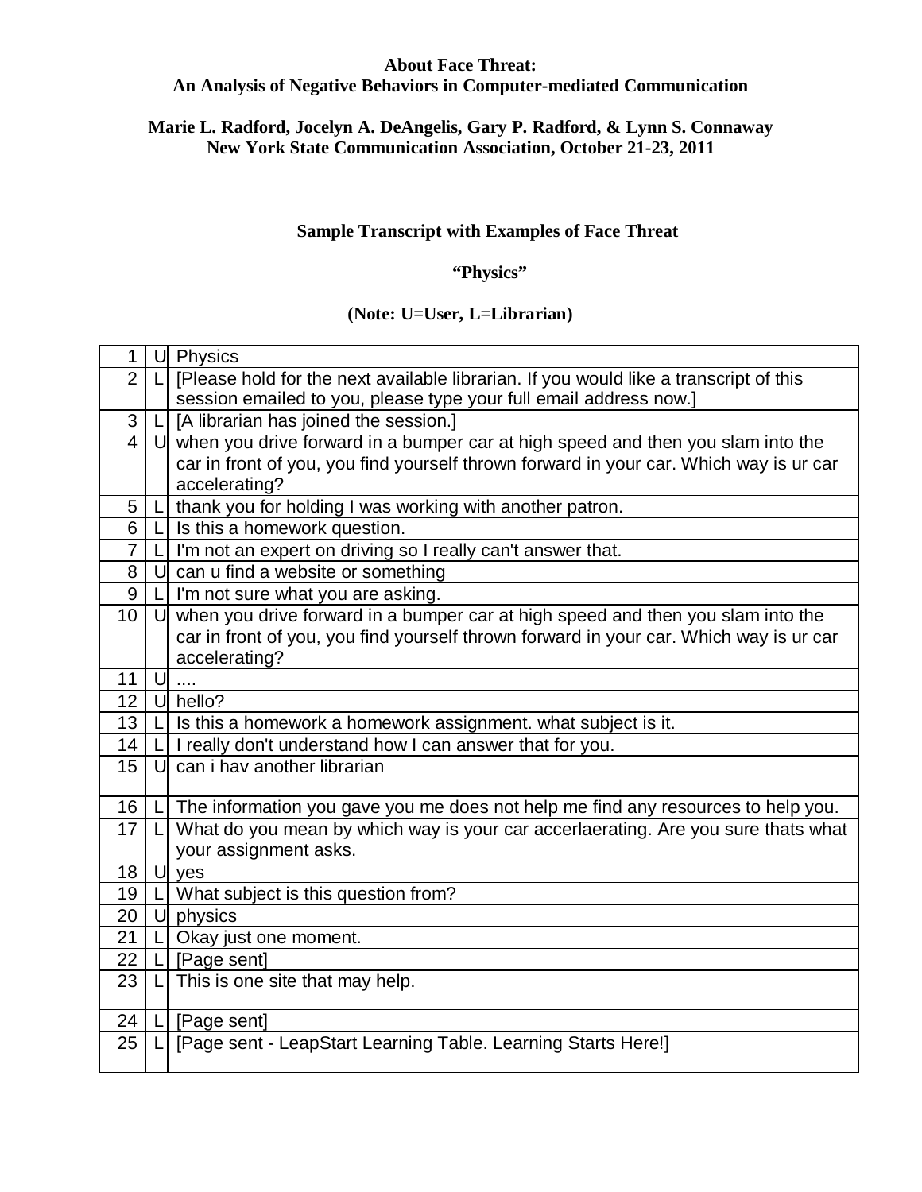**About Face Threat:**
**An Analysis of Negative Behaviors in Computer-mediated Communication**

**Marie L. Radford, Jocelyn A. DeAngelis, Gary P. Radford, & Lynn S. Connaway**
**New York State Communication Association, October 21-23, 2011**

**Sample Transcript with Examples of Face Threat**

**"Physics"**

**(Note: U=User, L=Librarian)**

| | | |
|---|---|---|
| 1 | U | Physics |
| 2 | L | [Please hold for the next available librarian. If you would like a transcript of this session emailed to you, please type your full email address now.] |
| 3 | L | [A librarian has joined the session.] |
| 4 | U | when you drive forward in a bumper car at high speed and then you slam into the car in front of you, you find yourself thrown forward in your car. Which way is ur car accelerating? |
| 5 | L | thank you for holding I was working with another patron. |
| 6 | L | Is this a homework question. |
| 7 | L | I'm not an expert on driving so I really can't answer that. |
| 8 | U | can u find a website or something |
| 9 | L | I'm not sure what you are asking. |
| 10 | U | when you drive forward in a bumper car at high speed and then you slam into the car in front of you, you find yourself thrown forward in your car. Which way is ur car accelerating? |
| 11 | U | .... |
| 12 | U | hello? |
| 13 | L | Is this a homework a homework assignment. what subject is it. |
| 14 | L | I really don't understand how I can answer that for you. |
| 15 | U | can i hav another librarian |
| 16 | L | The information you gave you me does not help me find any resources to help you. |
| 17 | L | What do you mean by which way is your car accerlaerating. Are you sure thats what your assignment asks. |
| 18 | U | yes |
| 19 | L | What subject is this question from? |
| 20 | U | physics |
| 21 | L | Okay just one moment. |
| 22 | L | [Page sent] |
| 23 | L | This is one site that may help. |
| 24 | L | [Page sent] |
| 25 | L | [Page sent - LeapStart Learning Table. Learning Starts Here!] |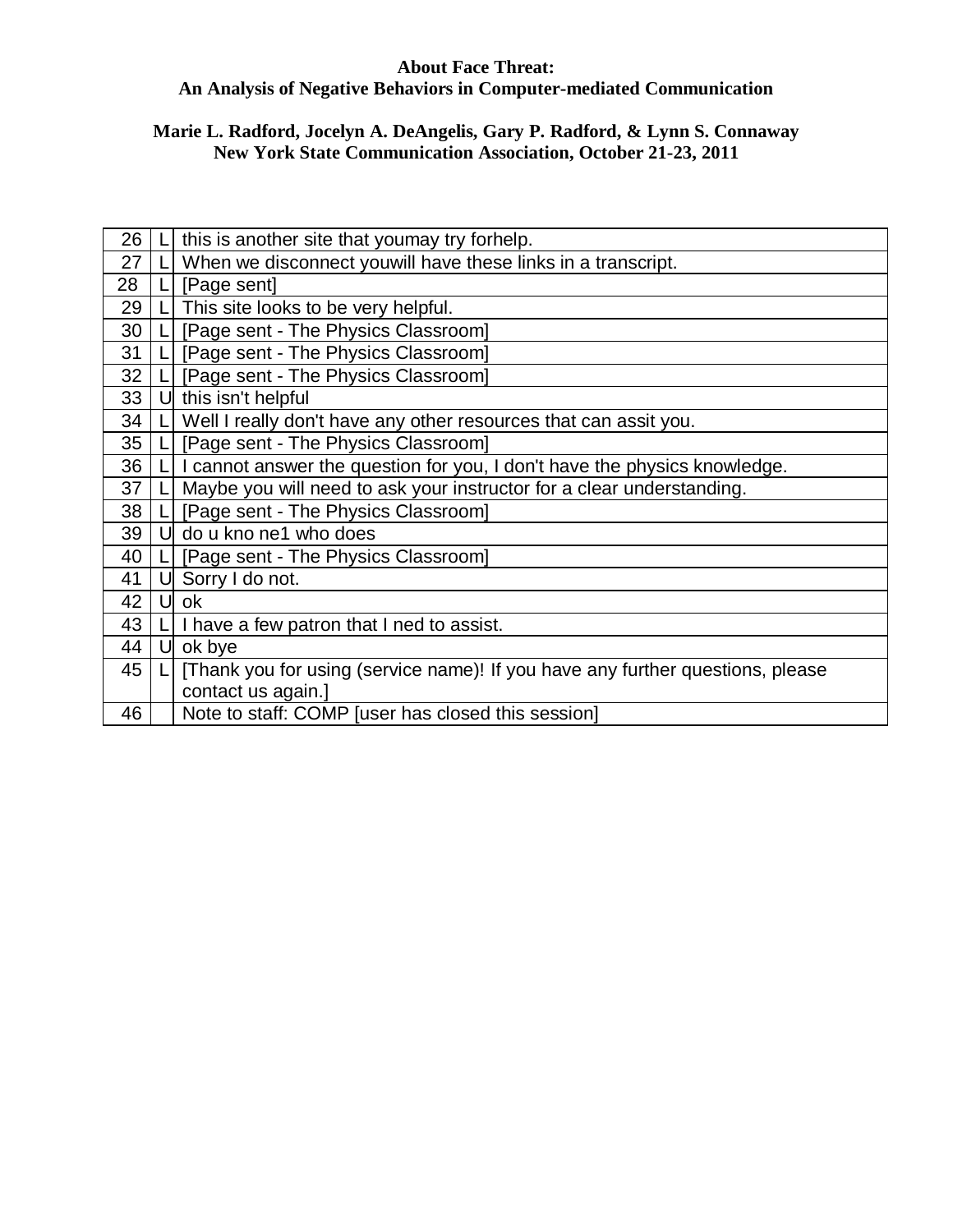| | | |
|---|---|---|
| 26 | L | this is another site that youmay try forhelp. |
| 27 | L | When we disconnect youwill have these links in a transcript. |
| 28 | L | [Page sent] |
| 29 | L | This site looks to be very helpful. |
| 30 | L | [Page sent - The Physics Classroom] |
| 31 | L | [Page sent - The Physics Classroom] |
| 32 | L | [Page sent - The Physics Classroom] |
| 33 | U | this isn't helpful |
| 34 | L | Well I really don't have any other resources that can assit you. |
| 35 | L | [Page sent - The Physics Classroom] |
| 36 | L | I cannot answer the question for you, I don't have the physics knowledge. |
| 37 | L | Maybe you will need to ask your instructor for a clear understanding. |
| 38 | L | [Page sent - The Physics Classroom] |
| 39 | U | do u kno ne1 who does |
| 40 | L | [Page sent - The Physics Classroom] |
| 41 | U | Sorry I do not. |
| 42 | U | ok |
| 43 | L | I have a few patron that I ned to assist. |
| 44 | U | ok bye |
| 45 | L | [Thank you for using (service name)! If you have any further questions, please contact us again.] |
| 46 | | Note to staff: COMP [user has closed this session] |